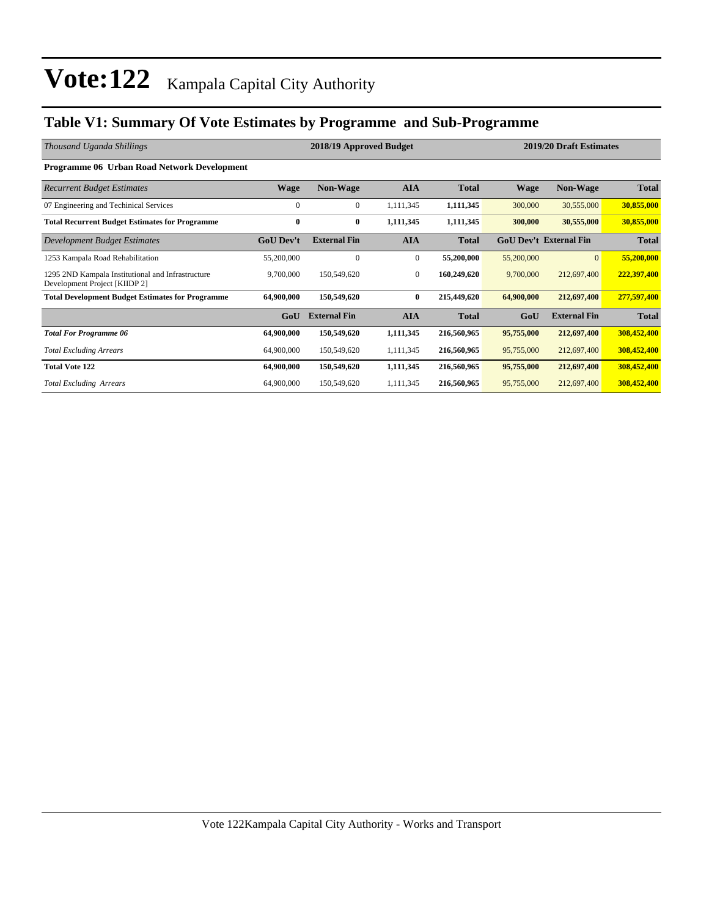# Vote:122 Kampala Capital City Authority

## Table V1: Summary Of Vote Estimates by Programme and Sub-Programme

| *Thousand Uganda Shillings* | 2018/19 Approved Budget | | | | 2019/20 Draft Estimates | | |
|---|---|---|---|---|---|---|---|
| **Programme 06 Urban Road Network Development** | | | | | | | |
| *Recurrent Budget Estimates* | **Wage** | **Non-Wage** | **AIA** | **Total** | **Wage** | **Non-Wage** | **Total** |
| 07 Engineering and Techinical Services | 0 | 0 | 1,111,345 | **1,111,345** | 300,000 | 30,555,000 | **30,855,000** |
| **Total Recurrent Budget Estimates for Programme** | **0** | **0** | **1,111,345** | **1,111,345** | **300,000** | **30,555,000** | **30,855,000** |
| *Development Budget Estimates* | **GoU Dev't** | **External Fin** | **AIA** | **Total** | **GoU Dev't** | **External Fin** | **Total** |
| 1253 Kampala Road Rehabilitation | 55,200,000 | 0 | 0 | **55,200,000** | 55,200,000 | 0 | **55,200,000** |
| 1295 2ND Kampala Institutional and Infrastructure Development Project [KIIDP 2] | 9,700,000 | 150,549,620 | 0 | **160,249,620** | 9,700,000 | 212,697,400 | **222,397,400** |
| **Total Development Budget Estimates for Programme** | **64,900,000** | **150,549,620** | **0** | **215,449,620** | **64,900,000** | **212,697,400** | **277,597,400** |
| | **GoU** | **External Fin** | **AIA** | **Total** | **GoU** | **External Fin** | **Total** |
| ***Total For Programme 06*** | **64,900,000** | **150,549,620** | **1,111,345** | **216,560,965** | **95,755,000** | **212,697,400** | **308,452,400** |
| *Total Excluding Arrears* | 64,900,000 | 150,549,620 | 1,111,345 | **216,560,965** | 95,755,000 | 212,697,400 | **308,452,400** |
| **Total Vote 122** | **64,900,000** | **150,549,620** | **1,111,345** | **216,560,965** | **95,755,000** | **212,697,400** | **308,452,400** |
| *Total Excluding Arrears* | 64,900,000 | 150,549,620 | 1,111,345 | **216,560,965** | 95,755,000 | 212,697,400 | **308,452,400** |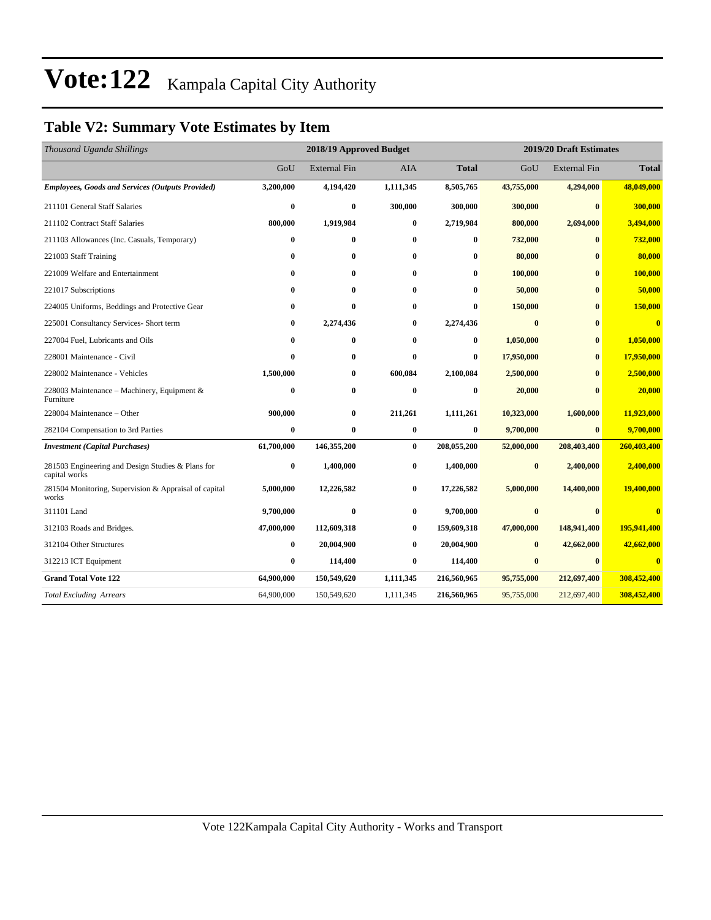# Vote:122 Kampala Capital City Authority

## Table V2: Summary Vote Estimates by Item

| *Thousand Uganda Shillings* | 2018/19 Approved Budget | | | | 2019/20 Draft Estimates | | |
|---|---|---|---|---|---|---|---|
| | GoU | External Fin | AIA | **Total** | GoU | External Fin | **Total** |
| ***Employees, Goods and Services (Outputs Provided)*** | **3,200,000** | **4,194,420** | **1,111,345** | **8,505,765** | **43,755,000** | **4,294,000** | **48,049,000** |
| 211101 General Staff Salaries | **0** | **0** | **300,000** | **300,000** | **300,000** | **0** | **300,000** |
| 211102 Contract Staff Salaries | **800,000** | **1,919,984** | **0** | **2,719,984** | **800,000** | **2,694,000** | **3,494,000** |
| 211103 Allowances (Inc. Casuals, Temporary) | **0** | **0** | **0** | **0** | **732,000** | **0** | **732,000** |
| 221003 Staff Training | **0** | **0** | **0** | **0** | **80,000** | **0** | **80,000** |
| 221009 Welfare and Entertainment | **0** | **0** | **0** | **0** | **100,000** | **0** | **100,000** |
| 221017 Subscriptions | **0** | **0** | **0** | **0** | **50,000** | **0** | **50,000** |
| 224005 Uniforms, Beddings and Protective Gear | **0** | **0** | **0** | **0** | **150,000** | **0** | **150,000** |
| 225001 Consultancy Services- Short term | **0** | **2,274,436** | **0** | **2,274,436** | **0** | **0** | **0** |
| 227004 Fuel, Lubricants and Oils | **0** | **0** | **0** | **0** | **1,050,000** | **0** | **1,050,000** |
| 228001 Maintenance - Civil | **0** | **0** | **0** | **0** | **17,950,000** | **0** | **17,950,000** |
| 228002 Maintenance - Vehicles | **1,500,000** | **0** | **600,084** | **2,100,084** | **2,500,000** | **0** | **2,500,000** |
| 228003 Maintenance – Machinery, Equipment & Furniture | **0** | **0** | **0** | **0** | **20,000** | **0** | **20,000** |
| 228004 Maintenance – Other | **900,000** | **0** | **211,261** | **1,111,261** | **10,323,000** | **1,600,000** | **11,923,000** |
| 282104 Compensation to 3rd Parties | **0** | **0** | **0** | **0** | **9,700,000** | **0** | **9,700,000** |
| ***Investment (Capital Purchases)*** | **61,700,000** | **146,355,200** | **0** | **208,055,200** | **52,000,000** | **208,403,400** | **260,403,400** |
| 281503 Engineering and Design Studies & Plans for capital works | **0** | **1,400,000** | **0** | **1,400,000** | **0** | **2,400,000** | **2,400,000** |
| 281504 Monitoring, Supervision & Appraisal of capital works | **5,000,000** | **12,226,582** | **0** | **17,226,582** | **5,000,000** | **14,400,000** | **19,400,000** |
| 311101 Land | **9,700,000** | **0** | **0** | **9,700,000** | **0** | **0** | **0** |
| 312103 Roads and Bridges. | **47,000,000** | **112,609,318** | **0** | **159,609,318** | **47,000,000** | **148,941,400** | **195,941,400** |
| 312104 Other Structures | **0** | **20,004,900** | **0** | **20,004,900** | **0** | **42,662,000** | **42,662,000** |
| 312213 ICT Equipment | **0** | **114,400** | **0** | **114,400** | **0** | **0** | **0** |
| **Grand Total Vote 122** | **64,900,000** | **150,549,620** | **1,111,345** | **216,560,965** | **95,755,000** | **212,697,400** | **308,452,400** |
| *Total Excluding Arrears* | 64,900,000 | 150,549,620 | 1,111,345 | **216,560,965** | 95,755,000 | 212,697,400 | **308,452,400** |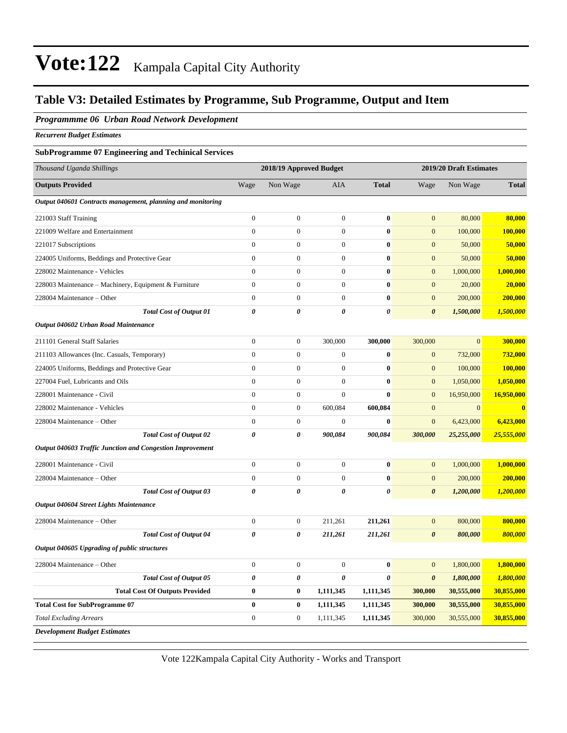# Vote:122 Kampala Capital City Authority

## Table V3: Detailed Estimates by Programme, Sub Programme, Output and Item

### *Programmme 06 Urban Road Network Development*

***Recurrent Budget Estimates***

**SubProgramme 07 Engineering and Techinical Services**

| *Thousand Uganda Shillings* | 2018/19 Approved Budget | | | | 2019/20 Draft Estimates | | |
|---|---|---|---|---|---|---|---|
| **Outputs Provided** | Wage | Non Wage | AIA | **Total** | Wage | Non Wage | **Total** |
| ***Output 040601 Contracts management, planning and monitoring*** | | | | | | | |
| 221003 Staff Training | 0 | 0 | 0 | **0** | 0 | 80,000 | **80,000** |
| 221009 Welfare and Entertainment | 0 | 0 | 0 | **0** | 0 | 100,000 | **100,000** |
| 221017 Subscriptions | 0 | 0 | 0 | **0** | 0 | 50,000 | **50,000** |
| 224005 Uniforms, Beddings and Protective Gear | 0 | 0 | 0 | **0** | 0 | 50,000 | **50,000** |
| 228002 Maintenance - Vehicles | 0 | 0 | 0 | **0** | 0 | 1,000,000 | **1,000,000** |
| 228003 Maintenance – Machinery, Equipment & Furniture | 0 | 0 | 0 | **0** | 0 | 20,000 | **20,000** |
| 228004 Maintenance – Other | 0 | 0 | 0 | **0** | 0 | 200,000 | **200,000** |
| ***Total Cost of Output 01*** | ***0*** | ***0*** | ***0*** | ***0*** | ***0*** | ***1,500,000*** | ***1,500,000*** |
| ***Output 040602 Urban Road Maintenance*** | | | | | | | |
| 211101 General Staff Salaries | 0 | 0 | 300,000 | **300,000** | 300,000 | 0 | **300,000** |
| 211103 Allowances (Inc. Casuals, Temporary) | 0 | 0 | 0 | **0** | 0 | 732,000 | **732,000** |
| 224005 Uniforms, Beddings and Protective Gear | 0 | 0 | 0 | **0** | 0 | 100,000 | **100,000** |
| 227004 Fuel, Lubricants and Oils | 0 | 0 | 0 | **0** | 0 | 1,050,000 | **1,050,000** |
| 228001 Maintenance - Civil | 0 | 0 | 0 | **0** | 0 | 16,950,000 | **16,950,000** |
| 228002 Maintenance - Vehicles | 0 | 0 | 600,084 | **600,084** | 0 | 0 | **0** |
| 228004 Maintenance – Other | 0 | 0 | 0 | **0** | 0 | 6,423,000 | **6,423,000** |
| ***Total Cost of Output 02*** | ***0*** | ***0*** | ***900,084*** | ***900,084*** | ***300,000*** | ***25,255,000*** | ***25,555,000*** |
| ***Output 040603 Traffic Junction and Congestion Improvement*** | | | | | | | |
| 228001 Maintenance - Civil | 0 | 0 | 0 | **0** | 0 | 1,000,000 | **1,000,000** |
| 228004 Maintenance – Other | 0 | 0 | 0 | **0** | 0 | 200,000 | **200,000** |
| ***Total Cost of Output 03*** | ***0*** | ***0*** | ***0*** | ***0*** | ***0*** | ***1,200,000*** | ***1,200,000*** |
| ***Output 040604 Street Lights Maintenance*** | | | | | | | |
| 228004 Maintenance – Other | 0 | 0 | 211,261 | **211,261** | 0 | 800,000 | **800,000** |
| ***Total Cost of Output 04*** | ***0*** | ***0*** | ***211,261*** | ***211,261*** | ***0*** | ***800,000*** | ***800,000*** |
| ***Output 040605 Upgrading of public structures*** | | | | | | | |
| 228004 Maintenance – Other | 0 | 0 | 0 | **0** | 0 | 1,800,000 | **1,800,000** |
| ***Total Cost of Output 05*** | ***0*** | ***0*** | ***0*** | ***0*** | ***0*** | ***1,800,000*** | ***1,800,000*** |
| **Total Cost Of Outputs Provided** | **0** | **0** | **1,111,345** | **1,111,345** | **300,000** | **30,555,000** | **30,855,000** |
| **Total Cost for SubProgramme 07** | **0** | **0** | **1,111,345** | **1,111,345** | **300,000** | **30,555,000** | **30,855,000** |
| *Total Excluding Arrears* | 0 | 0 | 1,111,345 | **1,111,345** | 300,000 | 30,555,000 | **30,855,000** |

***Development Budget Estimates***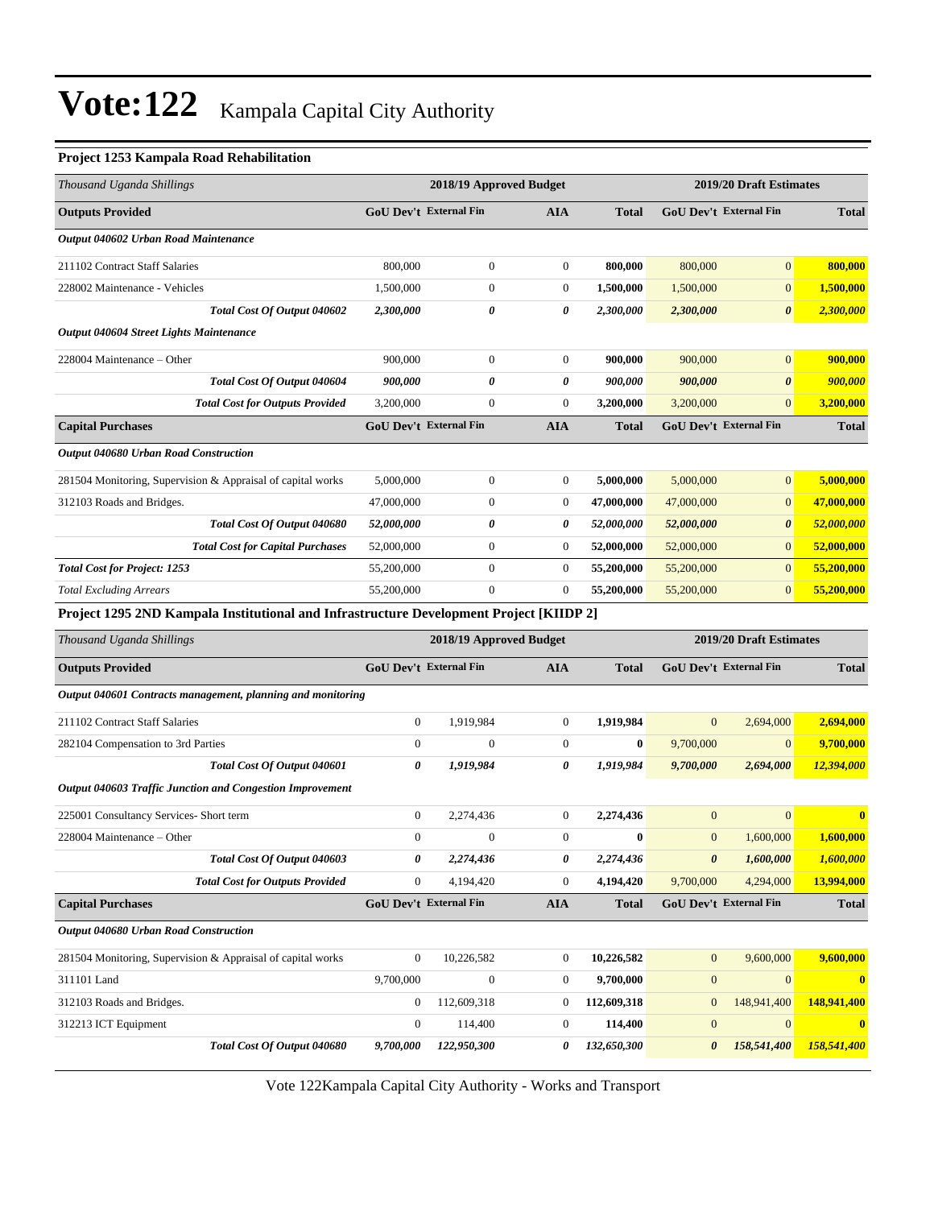# Vote:122 Kampala Capital City Authority

**Project 1253 Kampala Road Rehabilitation**

| *Thousand Uganda Shillings* | 2018/19 Approved Budget | | | | 2019/20 Draft Estimates | | |
|---|---|---|---|---|---|---|---|
| **Outputs Provided** | **GoU Dev't** | **External Fin** | **AIA** | **Total** | **GoU Dev't** | **External Fin** | **Total** |
| ***Output 040602 Urban Road Maintenance*** | | | | | | | |
| 211102 Contract Staff Salaries | 800,000 | 0 | 0 | **800,000** | 800,000 | 0 | **800,000** |
| 228002 Maintenance - Vehicles | 1,500,000 | 0 | 0 | **1,500,000** | 1,500,000 | 0 | **1,500,000** |
| ***Total Cost Of Output 040602*** | ***2,300,000*** | ***0*** | ***0*** | ***2,300,000*** | ***2,300,000*** | ***0*** | ***2,300,000*** |
| ***Output 040604 Street Lights Maintenance*** | | | | | | | |
| 228004 Maintenance – Other | 900,000 | 0 | 0 | **900,000** | 900,000 | 0 | **900,000** |
| ***Total Cost Of Output 040604*** | ***900,000*** | ***0*** | ***0*** | ***900,000*** | ***900,000*** | ***0*** | ***900,000*** |
| ***Total Cost for Outputs Provided*** | 3,200,000 | 0 | 0 | **3,200,000** | 3,200,000 | 0 | **3,200,000** |
| **Capital Purchases** | **GoU Dev't** | **External Fin** | **AIA** | **Total** | **GoU Dev't** | **External Fin** | **Total** |
| ***Output 040680 Urban Road Construction*** | | | | | | | |
| 281504 Monitoring, Supervision & Appraisal of capital works | 5,000,000 | 0 | 0 | **5,000,000** | 5,000,000 | 0 | **5,000,000** |
| 312103 Roads and Bridges. | 47,000,000 | 0 | 0 | **47,000,000** | 47,000,000 | 0 | **47,000,000** |
| ***Total Cost Of Output 040680*** | ***52,000,000*** | ***0*** | ***0*** | ***52,000,000*** | ***52,000,000*** | ***0*** | ***52,000,000*** |
| ***Total Cost for Capital Purchases*** | 52,000,000 | 0 | 0 | **52,000,000** | 52,000,000 | 0 | **52,000,000** |
| ***Total Cost for Project: 1253*** | 55,200,000 | 0 | 0 | **55,200,000** | 55,200,000 | 0 | **55,200,000** |
| *Total Excluding Arrears* | 55,200,000 | 0 | 0 | **55,200,000** | 55,200,000 | 0 | **55,200,000** |

**Project 1295 2ND Kampala Institutional and Infrastructure Development Project [KIIDP 2]**

| *Thousand Uganda Shillings* | 2018/19 Approved Budget | | | | 2019/20 Draft Estimates | | |
|---|---|---|---|---|---|---|---|
| **Outputs Provided** | **GoU Dev't** | **External Fin** | **AIA** | **Total** | **GoU Dev't** | **External Fin** | **Total** |
| ***Output 040601 Contracts management, planning and monitoring*** | | | | | | | |
| 211102 Contract Staff Salaries | 0 | 1,919,984 | 0 | **1,919,984** | 0 | 2,694,000 | **2,694,000** |
| 282104 Compensation to 3rd Parties | 0 | 0 | 0 | **0** | 9,700,000 | 0 | **9,700,000** |
| ***Total Cost Of Output 040601*** | ***0*** | ***1,919,984*** | ***0*** | ***1,919,984*** | ***9,700,000*** | ***2,694,000*** | ***12,394,000*** |
| ***Output 040603 Traffic Junction and Congestion Improvement*** | | | | | | | |
| 225001 Consultancy Services- Short term | 0 | 2,274,436 | 0 | **2,274,436** | 0 | 0 | **0** |
| 228004 Maintenance – Other | 0 | 0 | 0 | **0** | 0 | 1,600,000 | **1,600,000** |
| ***Total Cost Of Output 040603*** | ***0*** | ***2,274,436*** | ***0*** | ***2,274,436*** | ***0*** | ***1,600,000*** | ***1,600,000*** |
| ***Total Cost for Outputs Provided*** | 0 | 4,194,420 | 0 | **4,194,420** | 9,700,000 | 4,294,000 | **13,994,000** |
| **Capital Purchases** | **GoU Dev't** | **External Fin** | **AIA** | **Total** | **GoU Dev't** | **External Fin** | **Total** |
| ***Output 040680 Urban Road Construction*** | | | | | | | |
| 281504 Monitoring, Supervision & Appraisal of capital works | 0 | 10,226,582 | 0 | **10,226,582** | 0 | 9,600,000 | **9,600,000** |
| 311101 Land | 9,700,000 | 0 | 0 | **9,700,000** | 0 | 0 | **0** |
| 312103 Roads and Bridges. | 0 | 112,609,318 | 0 | **112,609,318** | 0 | 148,941,400 | **148,941,400** |
| 312213 ICT Equipment | 0 | 114,400 | 0 | **114,400** | 0 | 0 | **0** |
| ***Total Cost Of Output 040680*** | ***9,700,000*** | ***122,950,300*** | ***0*** | ***132,650,300*** | ***0*** | ***158,541,400*** | ***158,541,400*** |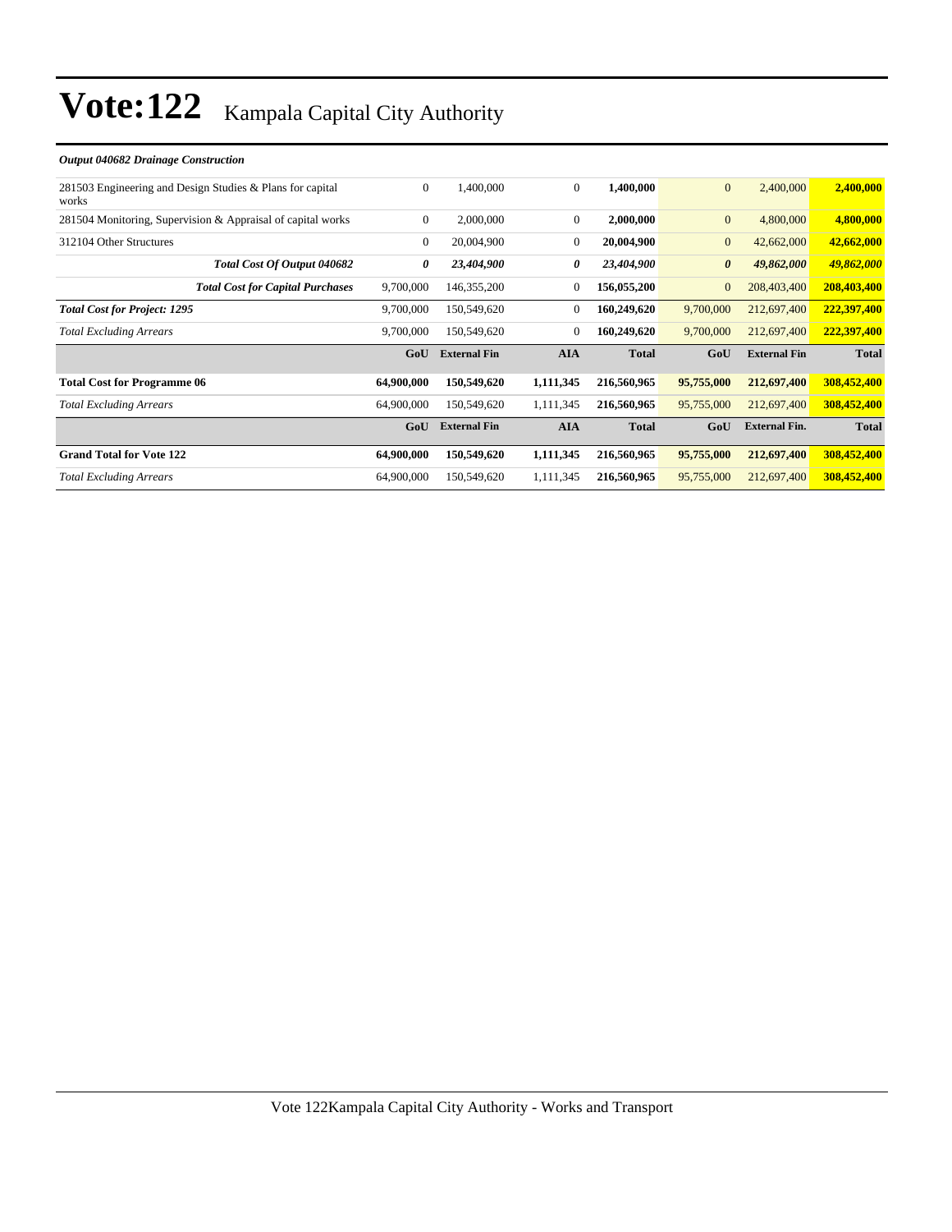*Output 040682 Drainage Construction*

| | | | | | | | |
|---|---|---|---|---|---|---|---|
| 281503 Engineering and Design Studies & Plans for capital works | 0 | 1,400,000 | 0 | **1,400,000** | 0 | 2,400,000 | **2,400,000** |
| 281504 Monitoring, Supervision & Appraisal of capital works | 0 | 2,000,000 | 0 | **2,000,000** | 0 | 4,800,000 | **4,800,000** |
| 312104 Other Structures | 0 | 20,004,900 | 0 | **20,004,900** | 0 | 42,662,000 | **42,662,000** |
| ***Total Cost Of Output 040682*** | ***0*** | ***23,404,900*** | ***0*** | ***23,404,900*** | ***0*** | ***49,862,000*** | ***49,862,000*** |
| ***Total Cost for Capital Purchases*** | 9,700,000 | 146,355,200 | 0 | **156,055,200** | 0 | 208,403,400 | **208,403,400** |
| ***Total Cost for Project: 1295*** | 9,700,000 | 150,549,620 | 0 | **160,249,620** | 9,700,000 | 212,697,400 | **222,397,400** |
| *Total Excluding Arrears* | 9,700,000 | 150,549,620 | 0 | **160,249,620** | 9,700,000 | 212,697,400 | **222,397,400** |
| | **GoU** | **External Fin** | **AIA** | **Total** | **GoU** | **External Fin** | **Total** |
| **Total Cost for Programme 06** | **64,900,000** | **150,549,620** | **1,111,345** | **216,560,965** | **95,755,000** | **212,697,400** | **308,452,400** |
| *Total Excluding Arrears* | 64,900,000 | 150,549,620 | 1,111,345 | **216,560,965** | 95,755,000 | 212,697,400 | **308,452,400** |
| | **GoU** | **External Fin** | **AIA** | **Total** | **GoU** | **External Fin.** | **Total** |
| **Grand Total for Vote 122** | **64,900,000** | **150,549,620** | **1,111,345** | **216,560,965** | **95,755,000** | **212,697,400** | **308,452,400** |
| *Total Excluding Arrears* | 64,900,000 | 150,549,620 | 1,111,345 | **216,560,965** | 95,755,000 | 212,697,400 | **308,452,400** |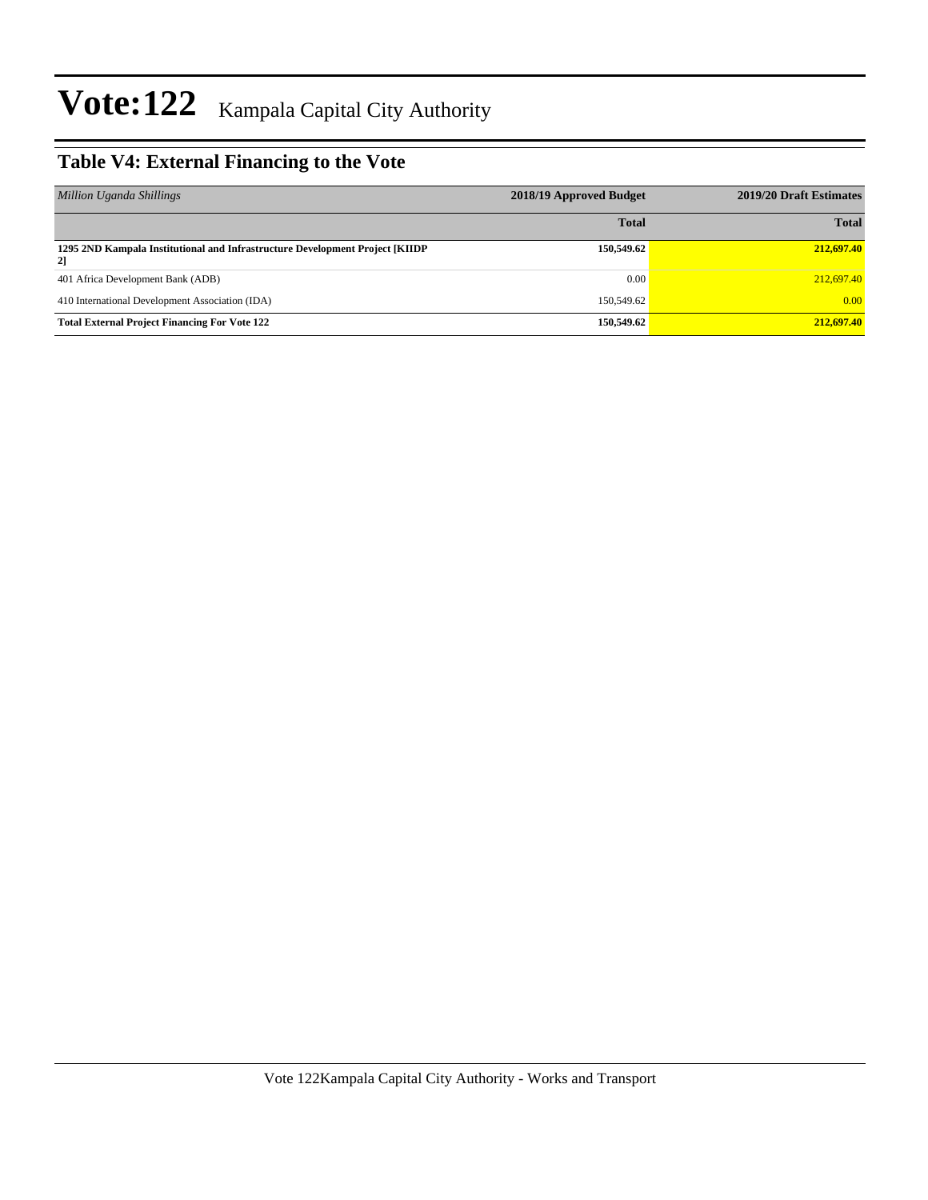# Vote:122 Kampala Capital City Authority

## Table V4: External Financing to the Vote

| *Million Uganda Shillings* | 2018/19 Approved Budget | 2019/20 Draft Estimates |
|---|---|---|
| | **Total** | **Total** |
| **1295 2ND Kampala Institutional and Infrastructure Development Project [KIIDP 2]** | **150,549.62** | **212,697.40** |
| 401 Africa Development Bank (ADB) | 0.00 | 212,697.40 |
| 410 International Development Association (IDA) | 150,549.62 | 0.00 |
| **Total External Project Financing For Vote 122** | **150,549.62** | **212,697.40** |